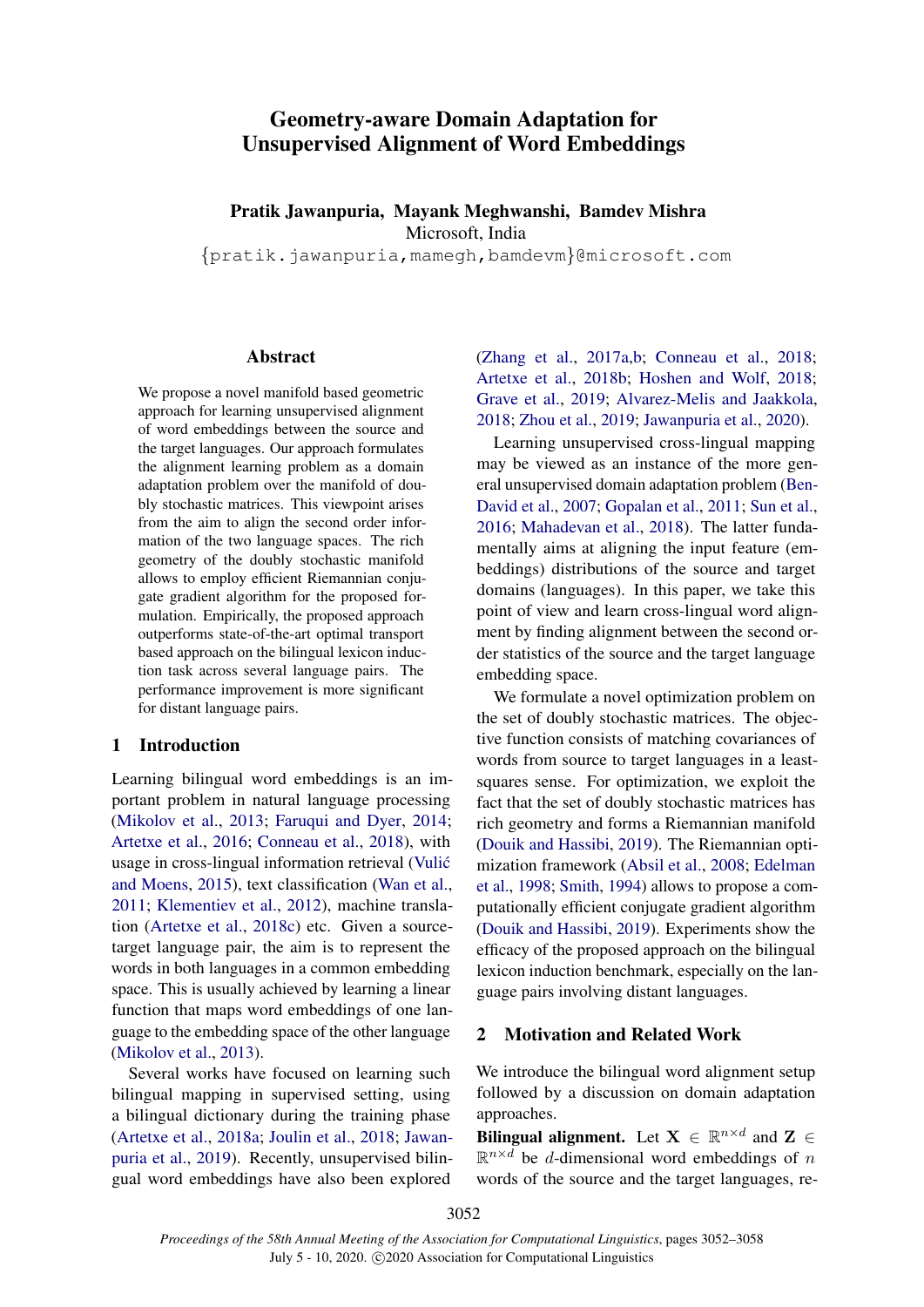# Geometry-aware Domain Adaptation for Unsupervised Alignment of Word Embeddings

**Pratik Jawanpuria, Mayank Meghwanshi, Bamdev Mishra**
Microsoft, India
{pratik.jawanpuria,mamegh,bamdevm}@microsoft.com

## Abstract

We propose a novel manifold based geometric approach for learning unsupervised alignment of word embeddings between the source and the target languages. Our approach formulates the alignment learning problem as a domain adaptation problem over the manifold of doubly stochastic matrices. This viewpoint arises from the aim to align the second order information of the two language spaces. The rich geometry of the doubly stochastic manifold allows to employ efficient Riemannian conjugate gradient algorithm for the proposed formulation. Empirically, the proposed approach outperforms state-of-the-art optimal transport based approach on the bilingual lexicon induction task across several language pairs. The performance improvement is more significant for distant language pairs.

## 1 Introduction

Learning bilingual word embeddings is an important problem in natural language processing (Mikolov et al., 2013; Faruqui and Dyer, 2014; Artetxe et al., 2016; Conneau et al., 2018), with usage in cross-lingual information retrieval (Vulić and Moens, 2015), text classification (Wan et al., 2011; Klementiev et al., 2012), machine translation (Artetxe et al., 2018c) etc. Given a source-target language pair, the aim is to represent the words in both languages in a common embedding space. This is usually achieved by learning a linear function that maps word embeddings of one language to the embedding space of the other language (Mikolov et al., 2013).

Several works have focused on learning such bilingual mapping in supervised setting, using a bilingual dictionary during the training phase (Artetxe et al., 2018a; Joulin et al., 2018; Jawanpuria et al., 2019). Recently, unsupervised bilingual word embeddings have also been explored (Zhang et al., 2017a,b; Conneau et al., 2018; Artetxe et al., 2018b; Hoshen and Wolf, 2018; Grave et al., 2019; Alvarez-Melis and Jaakkola, 2018; Zhou et al., 2019; Jawanpuria et al., 2020).

Learning unsupervised cross-lingual mapping may be viewed as an instance of the more general unsupervised domain adaptation problem (Ben-David et al., 2007; Gopalan et al., 2011; Sun et al., 2016; Mahadevan et al., 2018). The latter fundamentally aims at aligning the input feature (embeddings) distributions of the source and target domains (languages). In this paper, we take this point of view and learn cross-lingual word alignment by finding alignment between the second order statistics of the source and the target language embedding space.

We formulate a novel optimization problem on the set of doubly stochastic matrices. The objective function consists of matching covariances of words from source to target languages in a least-squares sense. For optimization, we exploit the fact that the set of doubly stochastic matrices has rich geometry and forms a Riemannian manifold (Douik and Hassibi, 2019). The Riemannian optimization framework (Absil et al., 2008; Edelman et al., 1998; Smith, 1994) allows to propose a computationally efficient conjugate gradient algorithm (Douik and Hassibi, 2019). Experiments show the efficacy of the proposed approach on the bilingual lexicon induction benchmark, especially on the language pairs involving distant languages.

## 2 Motivation and Related Work

We introduce the bilingual word alignment setup followed by a discussion on domain adaptation approaches.

**Bilingual alignment.** Let $\mathbf{X} \in \mathbb{R}^{n \times d}$ and $\mathbf{Z} \in \mathbb{R}^{n \times d}$ be $d$-dimensional word embeddings of $n$ words of the source and the target languages, re-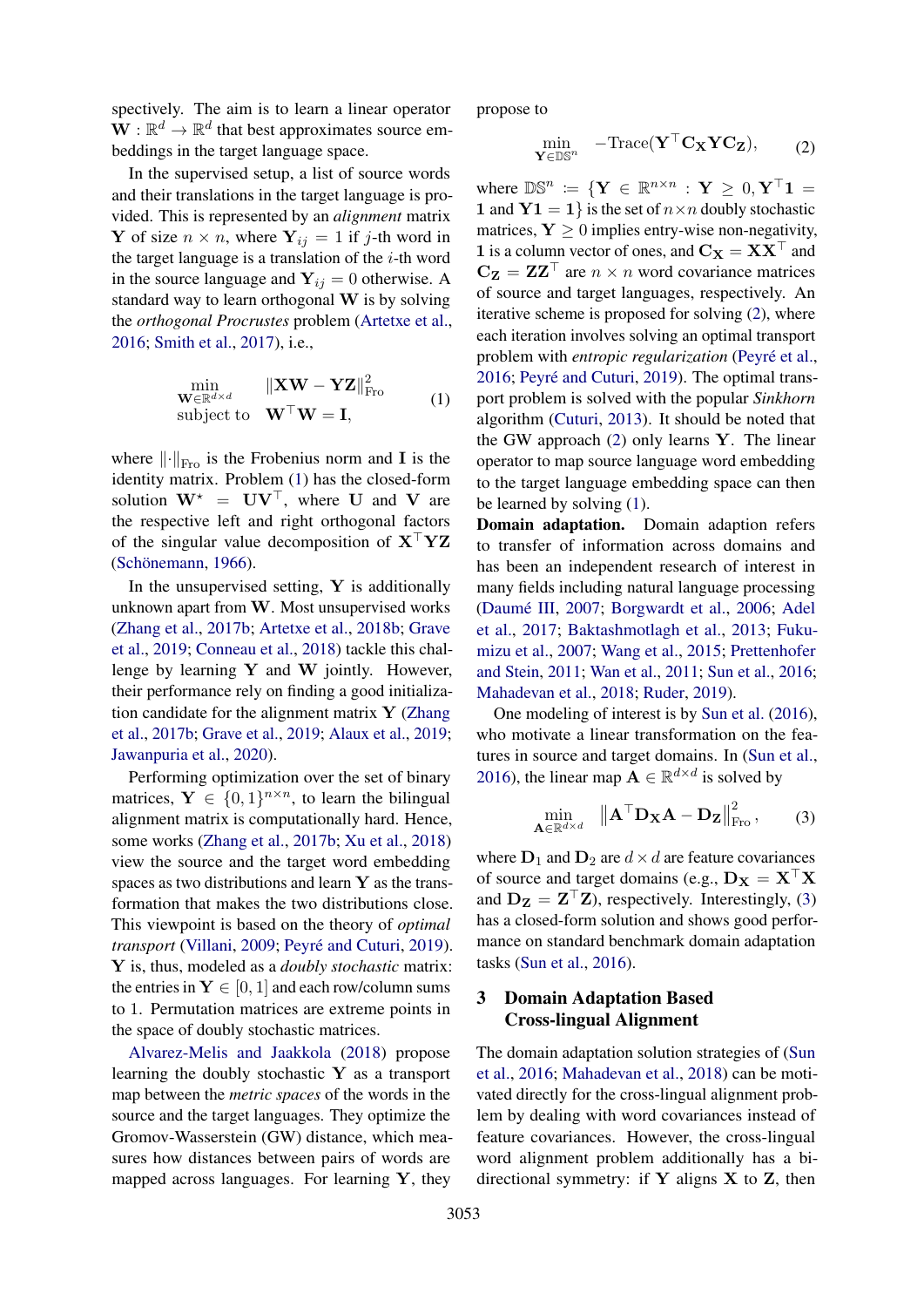spectively. The aim is to learn a linear operator $\mathbf{W} : \mathbb{R}^d \rightarrow \mathbb{R}^d$ that best approximates source embeddings in the target language space.

In the supervised setup, a list of source words and their translations in the target language is provided. This is represented by an *alignment* matrix $\mathbf{Y}$ of size $n \times n$, where $\mathbf{Y}_{ij} = 1$ if $j$-th word in the target language is a translation of the $i$-th word in the source language and $\mathbf{Y}_{ij} = 0$ otherwise. A standard way to learn orthogonal $\mathbf{W}$ is by solving the *orthogonal Procrustes* problem (Artetxe et al., 2016; Smith et al., 2017), i.e.,

$$\begin{aligned} \min_{\mathbf{W} \in \mathbb{R}^{d \times d}} \quad & \|\mathbf{XW} - \mathbf{YZ}\|_{\text{Fro}}^2 \\ \text{subject to} \quad & \mathbf{W}^\top \mathbf{W} = \mathbf{I}, \end{aligned} \tag{1}$$

where $\|\cdot\|_{\text{Fro}}$ is the Frobenius norm and $\mathbf{I}$ is the identity matrix. Problem (1) has the closed-form solution $\mathbf{W}^\star = \mathbf{U}\mathbf{V}^\top$, where $\mathbf{U}$ and $\mathbf{V}$ are the respective left and right orthogonal factors of the singular value decomposition of $\mathbf{X}^\top \mathbf{YZ}$ (Schönemann, 1966).

In the unsupervised setting, $\mathbf{Y}$ is additionally unknown apart from $\mathbf{W}$. Most unsupervised works (Zhang et al., 2017b; Artetxe et al., 2018b; Grave et al., 2019; Conneau et al., 2018) tackle this challenge by learning $\mathbf{Y}$ and $\mathbf{W}$ jointly. However, their performance rely on finding a good initialization candidate for the alignment matrix $\mathbf{Y}$ (Zhang et al., 2017b; Grave et al., 2019; Alaux et al., 2019; Jawanpuria et al., 2020).

Performing optimization over the set of binary matrices, $\mathbf{Y} \in \{0, 1\}^{n \times n}$, to learn the bilingual alignment matrix is computationally hard. Hence, some works (Zhang et al., 2017b; Xu et al., 2018) view the source and the target word embedding spaces as two distributions and learn $\mathbf{Y}$ as the transformation that makes the two distributions close. This viewpoint is based on the theory of *optimal transport* (Villani, 2009; Peyré and Cuturi, 2019). $\mathbf{Y}$ is, thus, modeled as a *doubly stochastic* matrix: the entries in $\mathbf{Y} \in [0, 1]$ and each row/column sums to 1. Permutation matrices are extreme points in the space of doubly stochastic matrices.

Alvarez-Melis and Jaakkola (2018) propose learning the doubly stochastic $\mathbf{Y}$ as a transport map between the *metric spaces* of the words in the source and the target languages. They optimize the Gromov-Wasserstein (GW) distance, which measures how distances between pairs of words are mapped across languages. For learning $\mathbf{Y}$, they propose to

$$\min_{\mathbf{Y} \in \mathbb{DS}^n} \quad -\text{Trace}(\mathbf{Y}^\top \mathbf{C}_\mathbf{X} \mathbf{Y} \mathbf{C}_\mathbf{Z}), \tag{2}$$

where $\mathbb{DS}^n := \{\mathbf{Y} \in \mathbb{R}^{n \times n} : \mathbf{Y} \geq 0, \mathbf{Y}^\top \mathbf{1} = \mathbf{1} \text{ and } \mathbf{Y}\mathbf{1} = \mathbf{1}\}$ is the set of $n \times n$ doubly stochastic matrices, $\mathbf{Y} \geq 0$ implies entry-wise non-negativity, $\mathbf{1}$ is a column vector of ones, and $\mathbf{C}_\mathbf{X} = \mathbf{X}\mathbf{X}^\top$ and $\mathbf{C}_\mathbf{Z} = \mathbf{Z}\mathbf{Z}^\top$ are $n \times n$ word covariance matrices of source and target languages, respectively. An iterative scheme is proposed for solving (2), where each iteration involves solving an optimal transport problem with *entropic regularization* (Peyré et al., 2016; Peyré and Cuturi, 2019). The optimal transport problem is solved with the popular *Sinkhorn* algorithm (Cuturi, 2013). It should be noted that the GW approach (2) only learns $\mathbf{Y}$. The linear operator to map source language word embedding to the target language embedding space can then be learned by solving (1).

**Domain adaptation.** Domain adaption refers to transfer of information across domains and has been an independent research of interest in many fields including natural language processing (Daumé III, 2007; Borgwardt et al., 2006; Adel et al., 2017; Baktashmotlagh et al., 2013; Fukumizu et al., 2007; Wang et al., 2015; Prettenhofer and Stein, 2011; Wan et al., 2011; Sun et al., 2016; Mahadevan et al., 2018; Ruder, 2019).

One modeling of interest is by Sun et al. (2016), who motivate a linear transformation on the features in source and target domains. In (Sun et al., 2016), the linear map $\mathbf{A} \in \mathbb{R}^{d \times d}$ is solved by

$$\min_{\mathbf{A} \in \mathbb{R}^{d \times d}} \quad \left\|\mathbf{A}^\top \mathbf{D}_\mathbf{X} \mathbf{A} - \mathbf{D}_\mathbf{Z}\right\|_{\text{Fro}}^2, \tag{3}$$

where $\mathbf{D}_1$ and $\mathbf{D}_2$ are $d \times d$ are feature covariances of source and target domains (e.g., $\mathbf{D}_\mathbf{X} = \mathbf{X}^\top \mathbf{X}$ and $\mathbf{D}_\mathbf{Z} = \mathbf{Z}^\top \mathbf{Z}$), respectively. Interestingly, (3) has a closed-form solution and shows good performance on standard benchmark domain adaptation tasks (Sun et al., 2016).

## 3 Domain Adaptation Based Cross-lingual Alignment

The domain adaptation solution strategies of (Sun et al., 2016; Mahadevan et al., 2018) can be motivated directly for the cross-lingual alignment problem by dealing with word covariances instead of feature covariances. However, the cross-lingual word alignment problem additionally has a bi-directional symmetry: if $\mathbf{Y}$ aligns $\mathbf{X}$ to $\mathbf{Z}$, then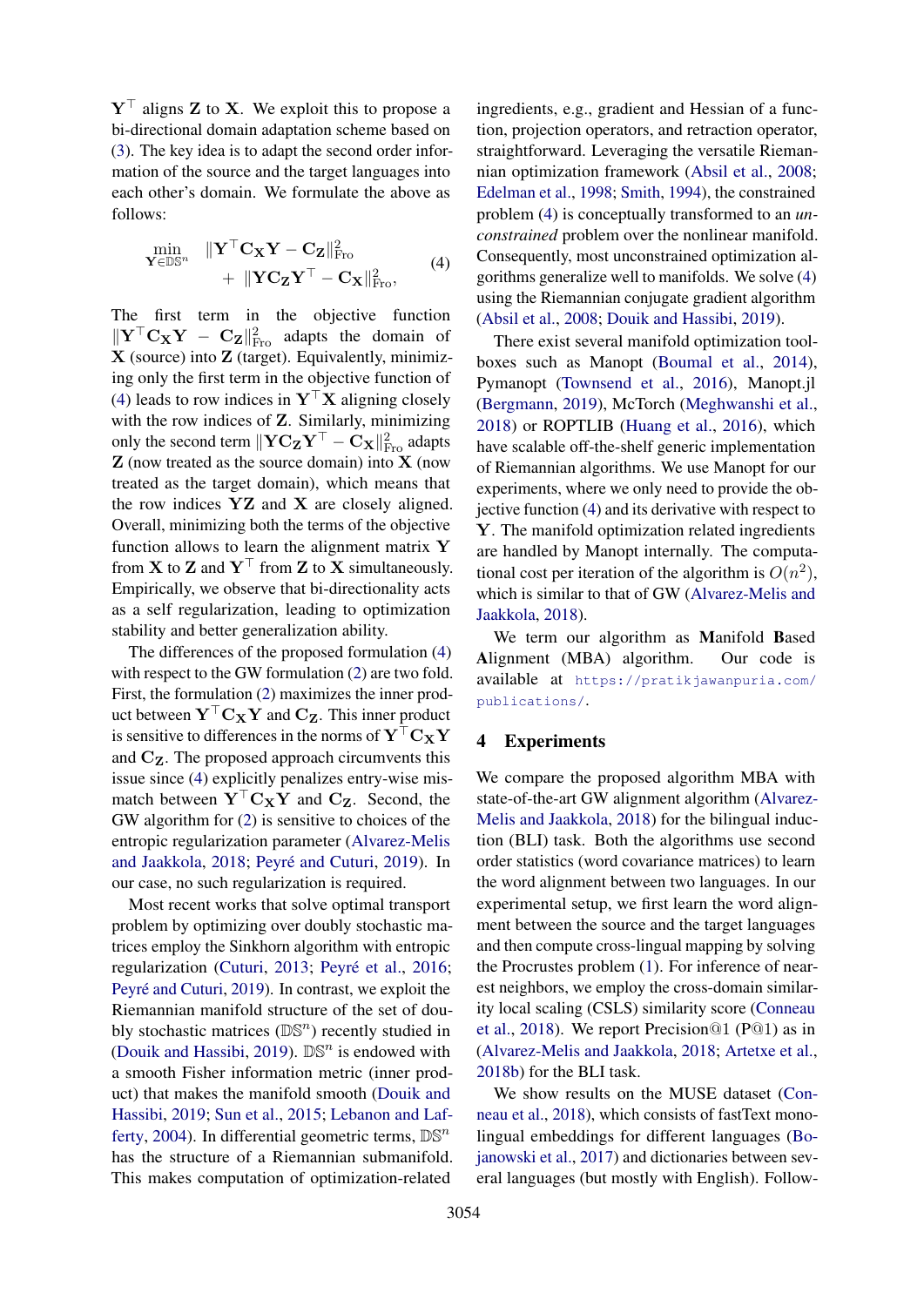$\mathbf{Y}^\top$ aligns $\mathbf{Z}$ to $\mathbf{X}$. We exploit this to propose a bi-directional domain adaptation scheme based on (3). The key idea is to adapt the second order information of the source and the target languages into each other's domain. We formulate the above as follows:

$$\min_{\mathbf{Y}\in\mathbb{DS}^n} \quad \|\mathbf{Y}^\top \mathbf{C_X} \mathbf{Y} - \mathbf{C_Z}\|^2_{\mathrm{Fro}} + \|\mathbf{Y}\mathbf{C_Z}\mathbf{Y}^\top - \mathbf{C_X}\|^2_{\mathrm{Fro}}, \tag{4}$$

The first term in the objective function $\|\mathbf{Y}^\top \mathbf{C_X} \mathbf{Y} - \mathbf{C_Z}\|^2_{\mathrm{Fro}}$ adapts the domain of $\mathbf{X}$ (source) into $\mathbf{Z}$ (target). Equivalently, minimizing only the first term in the objective function of (4) leads to row indices in $\mathbf{Y}^\top\mathbf{X}$ aligning closely with the row indices of $\mathbf{Z}$. Similarly, minimizing only the second term $\|\mathbf{Y}\mathbf{C_Z}\mathbf{Y}^\top - \mathbf{C_X}\|^2_{\mathrm{Fro}}$ adapts $\mathbf{Z}$ (now treated as the source domain) into $\mathbf{X}$ (now treated as the target domain), which means that the row indices $\mathbf{YZ}$ and $\mathbf{X}$ are closely aligned. Overall, minimizing both the terms of the objective function allows to learn the alignment matrix $\mathbf{Y}$ from $\mathbf{X}$ to $\mathbf{Z}$ and $\mathbf{Y}^\top$ from $\mathbf{Z}$ to $\mathbf{X}$ simultaneously. Empirically, we observe that bi-directionality acts as a self regularization, leading to optimization stability and better generalization ability.

The differences of the proposed formulation (4) with respect to the GW formulation (2) are two fold. First, the formulation (2) maximizes the inner product between $\mathbf{Y}^\top\mathbf{C_X}\mathbf{Y}$ and $\mathbf{C_Z}$. This inner product is sensitive to differences in the norms of $\mathbf{Y}^\top\mathbf{C_X}\mathbf{Y}$ and $\mathbf{C_Z}$. The proposed approach circumvents this issue since (4) explicitly penalizes entry-wise mismatch between $\mathbf{Y}^\top\mathbf{C_X}\mathbf{Y}$ and $\mathbf{C_Z}$. Second, the GW algorithm for (2) is sensitive to choices of the entropic regularization parameter (Alvarez-Melis and Jaakkola, 2018; Peyré and Cuturi, 2019). In our case, no such regularization is required.

Most recent works that solve optimal transport problem by optimizing over doubly stochastic matrices employ the Sinkhorn algorithm with entropic regularization (Cuturi, 2013; Peyré et al., 2016; Peyré and Cuturi, 2019). In contrast, we exploit the Riemannian manifold structure of the set of doubly stochastic matrices ($\mathbb{DS}^n$) recently studied in (Douik and Hassibi, 2019). $\mathbb{DS}^n$ is endowed with a smooth Fisher information metric (inner product) that makes the manifold smooth (Douik and Hassibi, 2019; Sun et al., 2015; Lebanon and Lafferty, 2004). In differential geometric terms, $\mathbb{DS}^n$ has the structure of a Riemannian submanifold. This makes computation of optimization-related ingredients, e.g., gradient and Hessian of a function, projection operators, and retraction operator, straightforward. Leveraging the versatile Riemannian optimization framework (Absil et al., 2008; Edelman et al., 1998; Smith, 1994), the constrained problem (4) is conceptually transformed to an *unconstrained* problem over the nonlinear manifold. Consequently, most unconstrained optimization algorithms generalize well to manifolds. We solve (4) using the Riemannian conjugate gradient algorithm (Absil et al., 2008; Douik and Hassibi, 2019).

There exist several manifold optimization toolboxes such as Manopt (Boumal et al., 2014), Pymanopt (Townsend et al., 2016), Manopt.jl (Bergmann, 2019), McTorch (Meghwanshi et al., 2018) or ROPTLIB (Huang et al., 2016), which have scalable off-the-shelf generic implementation of Riemannian algorithms. We use Manopt for our experiments, where we only need to provide the objective function (4) and its derivative with respect to $\mathbf{Y}$. The manifold optimization related ingredients are handled by Manopt internally. The computational cost per iteration of the algorithm is $O(n^2)$, which is similar to that of GW (Alvarez-Melis and Jaakkola, 2018).

We term our algorithm as **M**anifold **B**ased **A**lignment (MBA) algorithm. Our code is available at https://pratikjawanpuria.com/publications/.

## 4 Experiments

We compare the proposed algorithm MBA with state-of-the-art GW alignment algorithm (Alvarez-Melis and Jaakkola, 2018) for the bilingual induction (BLI) task. Both the algorithms use second order statistics (word covariance matrices) to learn the word alignment between two languages. In our experimental setup, we first learn the word alignment between the source and the target languages and then compute cross-lingual mapping by solving the Procrustes problem (1). For inference of nearest neighbors, we employ the cross-domain similarity local scaling (CSLS) similarity score (Conneau et al., 2018). We report Precision@1 (P@1) as in (Alvarez-Melis and Jaakkola, 2018; Artetxe et al., 2018b) for the BLI task.

We show results on the MUSE dataset (Conneau et al., 2018), which consists of fastText monolingual embeddings for different languages (Bojanowski et al., 2017) and dictionaries between several languages (but mostly with English). Follow-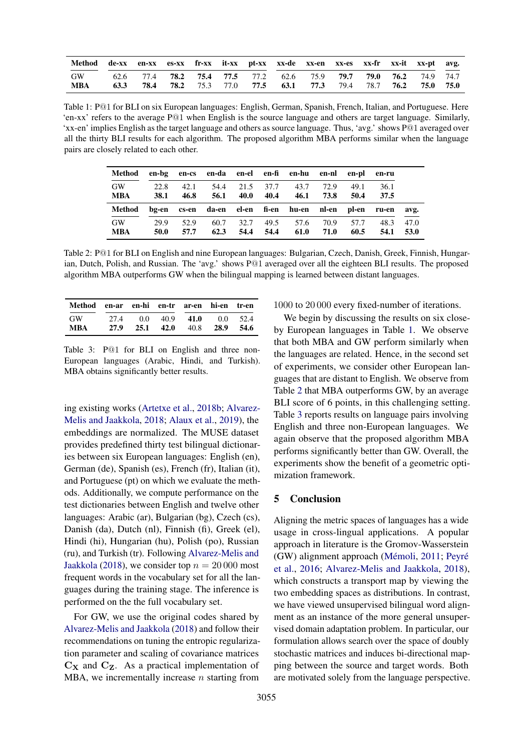| Method | de-xx | en-xx | es-xx | fr-xx | it-xx | pt-xx | xx-de | xx-en | xx-es | xx-fr | xx-it | xx-pt | avg. |
|---|---|---|---|---|---|---|---|---|---|---|---|---|---|
| GW | 62.6 | 77.4 | **78.2** | **75.4** | **77.5** | 77.2 | 62.6 | 75.9 | **79.7** | **79.0** | **76.2** | 74.9 | 74.7 |
| **MBA** | **63.3** | **78.4** | **78.2** | 75.3 | 77.0 | **77.5** | **63.1** | **77.3** | 79.4 | 78.7 | **76.2** | **75.0** | **75.0** |

Table 1: P@1 for BLI on six European languages: English, German, Spanish, French, Italian, and Portuguese. Here 'en-xx' refers to the average P@1 when English is the source language and others are target language. Similarly, 'xx-en' implies English as the target language and others as source language. Thus, 'avg.' shows P@1 averaged over all the thirty BLI results for each algorithm. The proposed algorithm MBA performs similar when the language pairs are closely related to each other.

| Method | en-bg | en-cs | en-da | en-el | en-fi | en-hu | en-nl | en-pl | en-ru | |
|---|---|---|---|---|---|---|---|---|---|---|
| GW | 22.8 | 42.1 | 54.4 | 21.5 | 37.7 | 43.7 | 72.9 | 49.1 | 36.1 | |
| **MBA** | **38.1** | **46.8** | **56.1** | **40.0** | **40.4** | **46.1** | **73.8** | **50.4** | **37.5** | |
| **Method** | **bg-en** | **cs-en** | **da-en** | **el-en** | **fi-en** | **hu-en** | **nl-en** | **pl-en** | **ru-en** | **avg.** |
| GW | 29.9 | 52.9 | 60.7 | 32.7 | 49.5 | 57.6 | 70.9 | 57.7 | 48.3 | 47.0 |
| **MBA** | **50.0** | **57.7** | **62.3** | **54.4** | **54.4** | **61.0** | **71.0** | **60.5** | **54.1** | **53.0** |

Table 2: P@1 for BLI on English and nine European languages: Bulgarian, Czech, Danish, Greek, Finnish, Hungarian, Dutch, Polish, and Russian. The 'avg.' shows P@1 averaged over all the eighteen BLI results. The proposed algorithm MBA outperforms GW when the bilingual mapping is learned between distant languages.

| Method | en-ar | en-hi | en-tr | ar-en | hi-en | tr-en |
|---|---|---|---|---|---|---|
| GW | 27.4 | 0.0 | 40.9 | **41.0** | 0.0 | 52.4 |
| **MBA** | **27.9** | **25.1** | **42.0** | 40.8 | **28.9** | **54.6** |

Table 3: P@1 for BLI on English and three non-European languages (Arabic, Hindi, and Turkish). MBA obtains significantly better results.

ing existing works (Artetxe et al., 2018b; Alvarez-Melis and Jaakkola, 2018; Alaux et al., 2019), the embeddings are normalized. The MUSE dataset provides predefined thirty test bilingual dictionaries between six European languages: English (en), German (de), Spanish (es), French (fr), Italian (it), and Portuguese (pt) on which we evaluate the methods. Additionally, we compute performance on the test dictionaries between English and twelve other languages: Arabic (ar), Bulgarian (bg), Czech (cs), Danish (da), Dutch (nl), Finnish (fi), Greek (el), Hindi (hi), Hungarian (hu), Polish (po), Russian (ru), and Turkish (tr). Following Alvarez-Melis and Jaakkola (2018), we consider top $n = 20\,000$ most frequent words in the vocabulary set for all the languages during the training stage. The inference is performed on the the full vocabulary set.

For GW, we use the original codes shared by Alvarez-Melis and Jaakkola (2018) and follow their recommendations on tuning the entropic regularization parameter and scaling of covariance matrices $\mathbf{C_X}$ and $\mathbf{C_Z}$. As a practical implementation of MBA, we incrementally increase $n$ starting from 1000 to 20 000 every fixed-number of iterations.

We begin by discussing the results on six close-by European languages in Table 1. We observe that both MBA and GW perform similarly when the languages are related. Hence, in the second set of experiments, we consider other European languages that are distant to English. We observe from Table 2 that MBA outperforms GW, by an average BLI score of 6 points, in this challenging setting. Table 3 reports results on language pairs involving English and three non-European languages. We again observe that the proposed algorithm MBA performs significantly better than GW. Overall, the experiments show the benefit of a geometric optimization framework.

## 5 Conclusion

Aligning the metric spaces of languages has a wide usage in cross-lingual applications. A popular approach in literature is the Gromov-Wasserstein (GW) alignment approach (Mémoli, 2011; Peyré et al., 2016; Alvarez-Melis and Jaakkola, 2018), which constructs a transport map by viewing the two embedding spaces as distributions. In contrast, we have viewed unsupervised bilingual word alignment as an instance of the more general unsupervised domain adaptation problem. In particular, our formulation allows search over the space of doubly stochastic matrices and induces bi-directional mapping between the source and target words. Both are motivated solely from the language perspective.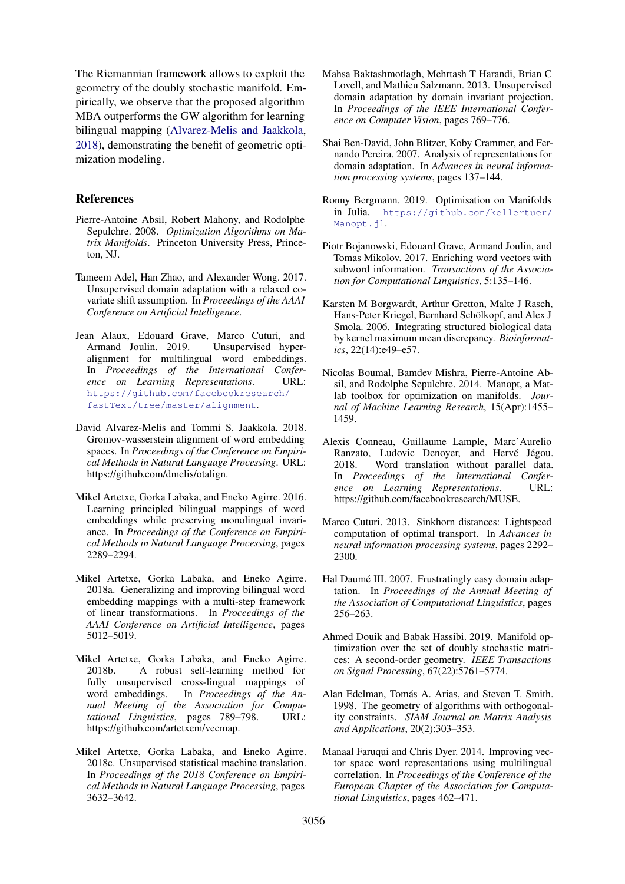The Riemannian framework allows to exploit the geometry of the doubly stochastic manifold. Empirically, we observe that the proposed algorithm MBA outperforms the GW algorithm for learning bilingual mapping (Alvarez-Melis and Jaakkola, 2018), demonstrating the benefit of geometric optimization modeling.

## References

Pierre-Antoine Absil, Robert Mahony, and Rodolphe Sepulchre. 2008. *Optimization Algorithms on Matrix Manifolds*. Princeton University Press, Princeton, NJ.

Tameem Adel, Han Zhao, and Alexander Wong. 2017. Unsupervised domain adaptation with a relaxed covariate shift assumption. In *Proceedings of the AAAI Conference on Artificial Intelligence*.

Jean Alaux, Edouard Grave, Marco Cuturi, and Armand Joulin. 2019. Unsupervised hyper-alignment for multilingual word embeddings. In *Proceedings of the International Conference on Learning Representations*. URL: https://github.com/facebookresearch/fastText/tree/master/alignment.

David Alvarez-Melis and Tommi S. Jaakkola. 2018. Gromov-wasserstein alignment of word embedding spaces. In *Proceedings of the Conference on Empirical Methods in Natural Language Processing*. URL: https://github.com/dmelis/otalign.

Mikel Artetxe, Gorka Labaka, and Eneko Agirre. 2016. Learning principled bilingual mappings of word embeddings while preserving monolingual invariance. In *Proceedings of the Conference on Empirical Methods in Natural Language Processing*, pages 2289–2294.

Mikel Artetxe, Gorka Labaka, and Eneko Agirre. 2018a. Generalizing and improving bilingual word embedding mappings with a multi-step framework of linear transformations. In *Proceedings of the AAAI Conference on Artificial Intelligence*, pages 5012–5019.

Mikel Artetxe, Gorka Labaka, and Eneko Agirre. 2018b. A robust self-learning method for fully unsupervised cross-lingual mappings of word embeddings. In *Proceedings of the Annual Meeting of the Association for Computational Linguistics*, pages 789–798. URL: https://github.com/artetxem/vecmap.

Mikel Artetxe, Gorka Labaka, and Eneko Agirre. 2018c. Unsupervised statistical machine translation. In *Proceedings of the 2018 Conference on Empirical Methods in Natural Language Processing*, pages 3632–3642.

Mahsa Baktashmotlagh, Mehrtash T Harandi, Brian C Lovell, and Mathieu Salzmann. 2013. Unsupervised domain adaptation by domain invariant projection. In *Proceedings of the IEEE International Conference on Computer Vision*, pages 769–776.

Shai Ben-David, John Blitzer, Koby Crammer, and Fernando Pereira. 2007. Analysis of representations for domain adaptation. In *Advances in neural information processing systems*, pages 137–144.

Ronny Bergmann. 2019. Optimisation on Manifolds in Julia. https://github.com/kellertuer/Manopt.jl.

Piotr Bojanowski, Edouard Grave, Armand Joulin, and Tomas Mikolov. 2017. Enriching word vectors with subword information. *Transactions of the Association for Computational Linguistics*, 5:135–146.

Karsten M Borgwardt, Arthur Gretton, Malte J Rasch, Hans-Peter Kriegel, Bernhard Schölkopf, and Alex J Smola. 2006. Integrating structured biological data by kernel maximum mean discrepancy. *Bioinformatics*, 22(14):e49–e57.

Nicolas Boumal, Bamdev Mishra, Pierre-Antoine Absil, and Rodolphe Sepulchre. 2014. Manopt, a Matlab toolbox for optimization on manifolds. *Journal of Machine Learning Research*, 15(Apr):1455–1459.

Alexis Conneau, Guillaume Lample, Marc'Aurelio Ranzato, Ludovic Denoyer, and Hervé Jégou. 2018. Word translation without parallel data. In *Proceedings of the International Conference on Learning Representations*. URL: https://github.com/facebookresearch/MUSE.

Marco Cuturi. 2013. Sinkhorn distances: Lightspeed computation of optimal transport. In *Advances in neural information processing systems*, pages 2292–2300.

Hal Daumé III. 2007. Frustratingly easy domain adaptation. In *Proceedings of the Annual Meeting of the Association of Computational Linguistics*, pages 256–263.

Ahmed Douik and Babak Hassibi. 2019. Manifold optimization over the set of doubly stochastic matrices: A second-order geometry. *IEEE Transactions on Signal Processing*, 67(22):5761–5774.

Alan Edelman, Tomás A. Arias, and Steven T. Smith. 1998. The geometry of algorithms with orthogonality constraints. *SIAM Journal on Matrix Analysis and Applications*, 20(2):303–353.

Manaal Faruqui and Chris Dyer. 2014. Improving vector space word representations using multilingual correlation. In *Proceedings of the Conference of the European Chapter of the Association for Computational Linguistics*, pages 462–471.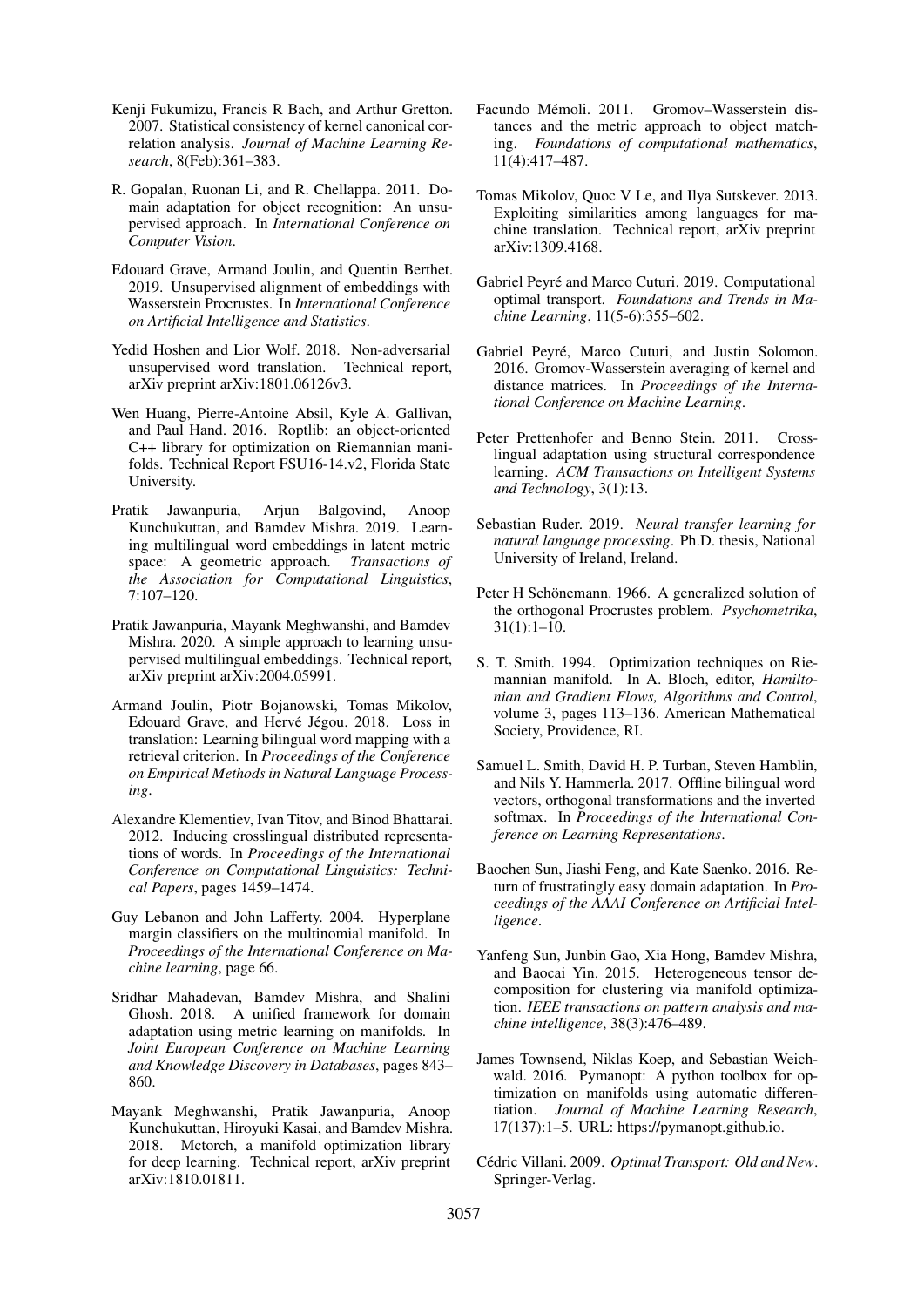Kenji Fukumizu, Francis R Bach, and Arthur Gretton. 2007. Statistical consistency of kernel canonical correlation analysis. *Journal of Machine Learning Research*, 8(Feb):361–383.

R. Gopalan, Ruonan Li, and R. Chellappa. 2011. Domain adaptation for object recognition: An unsupervised approach. In *International Conference on Computer Vision*.

Edouard Grave, Armand Joulin, and Quentin Berthet. 2019. Unsupervised alignment of embeddings with Wasserstein Procrustes. In *International Conference on Artificial Intelligence and Statistics*.

Yedid Hoshen and Lior Wolf. 2018. Non-adversarial unsupervised word translation. Technical report, arXiv preprint arXiv:1801.06126v3.

Wen Huang, Pierre-Antoine Absil, Kyle A. Gallivan, and Paul Hand. 2016. Roptlib: an object-oriented C++ library for optimization on Riemannian manifolds. Technical Report FSU16-14.v2, Florida State University.

Pratik Jawanpuria, Arjun Balgovind, Anoop Kunchukuttan, and Bamdev Mishra. 2019. Learning multilingual word embeddings in latent metric space: A geometric approach. *Transactions of the Association for Computational Linguistics*, 7:107–120.

Pratik Jawanpuria, Mayank Meghwanshi, and Bamdev Mishra. 2020. A simple approach to learning unsupervised multilingual embeddings. Technical report, arXiv preprint arXiv:2004.05991.

Armand Joulin, Piotr Bojanowski, Tomas Mikolov, Edouard Grave, and Hervé Jégou. 2018. Loss in translation: Learning bilingual word mapping with a retrieval criterion. In *Proceedings of the Conference on Empirical Methods in Natural Language Processing*.

Alexandre Klementiev, Ivan Titov, and Binod Bhattarai. 2012. Inducing crosslingual distributed representations of words. In *Proceedings of the International Conference on Computational Linguistics: Technical Papers*, pages 1459–1474.

Guy Lebanon and John Lafferty. 2004. Hyperplane margin classifiers on the multinomial manifold. In *Proceedings of the International Conference on Machine learning*, page 66.

Sridhar Mahadevan, Bamdev Mishra, and Shalini Ghosh. 2018. A unified framework for domain adaptation using metric learning on manifolds. In *Joint European Conference on Machine Learning and Knowledge Discovery in Databases*, pages 843–860.

Mayank Meghwanshi, Pratik Jawanpuria, Anoop Kunchukuttan, Hiroyuki Kasai, and Bamdev Mishra. 2018. Mctorch, a manifold optimization library for deep learning. Technical report, arXiv preprint arXiv:1810.01811.

Facundo Mémoli. 2011. Gromov–Wasserstein distances and the metric approach to object matching. *Foundations of computational mathematics*, 11(4):417–487.

Tomas Mikolov, Quoc V Le, and Ilya Sutskever. 2013. Exploiting similarities among languages for machine translation. Technical report, arXiv preprint arXiv:1309.4168.

Gabriel Peyré and Marco Cuturi. 2019. Computational optimal transport. *Foundations and Trends in Machine Learning*, 11(5-6):355–602.

Gabriel Peyré, Marco Cuturi, and Justin Solomon. 2016. Gromov-Wasserstein averaging of kernel and distance matrices. In *Proceedings of the International Conference on Machine Learning*.

Peter Prettenhofer and Benno Stein. 2011. Cross-lingual adaptation using structural correspondence learning. *ACM Transactions on Intelligent Systems and Technology*, 3(1):13.

Sebastian Ruder. 2019. *Neural transfer learning for natural language processing*. Ph.D. thesis, National University of Ireland, Ireland.

Peter H Schönemann. 1966. A generalized solution of the orthogonal Procrustes problem. *Psychometrika*, 31(1):1–10.

S. T. Smith. 1994. Optimization techniques on Riemannian manifold. In A. Bloch, editor, *Hamiltonian and Gradient Flows, Algorithms and Control*, volume 3, pages 113–136. American Mathematical Society, Providence, RI.

Samuel L. Smith, David H. P. Turban, Steven Hamblin, and Nils Y. Hammerla. 2017. Offline bilingual word vectors, orthogonal transformations and the inverted softmax. In *Proceedings of the International Conference on Learning Representations*.

Baochen Sun, Jiashi Feng, and Kate Saenko. 2016. Return of frustratingly easy domain adaptation. In *Proceedings of the AAAI Conference on Artificial Intelligence*.

Yanfeng Sun, Junbin Gao, Xia Hong, Bamdev Mishra, and Baocai Yin. 2015. Heterogeneous tensor decomposition for clustering via manifold optimization. *IEEE transactions on pattern analysis and machine intelligence*, 38(3):476–489.

James Townsend, Niklas Koep, and Sebastian Weichwald. 2016. Pymanopt: A python toolbox for optimization on manifolds using automatic differentiation. *Journal of Machine Learning Research*, 17(137):1–5. URL: https://pymanopt.github.io.

Cédric Villani. 2009. *Optimal Transport: Old and New*. Springer-Verlag.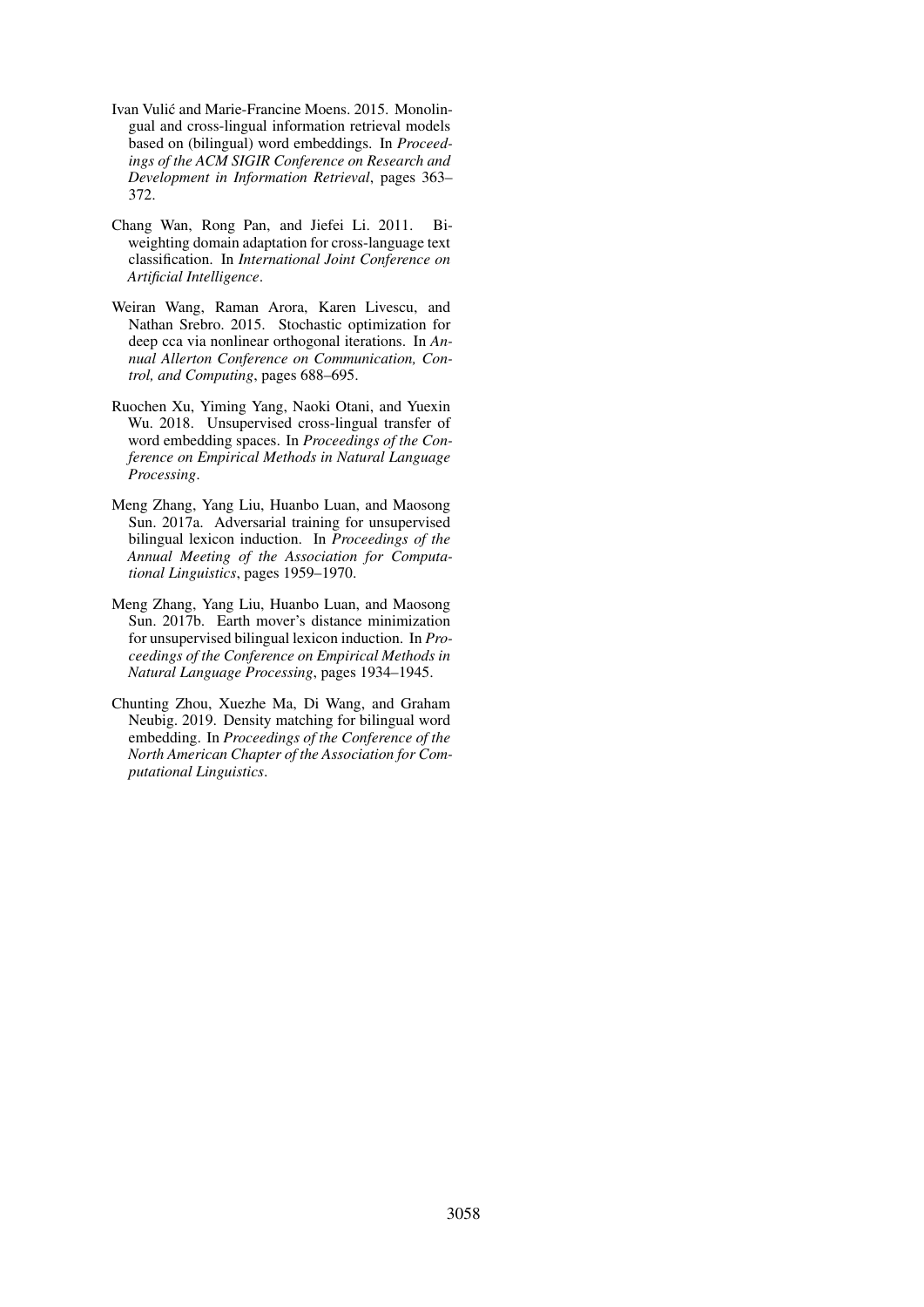Ivan Vulić and Marie-Francine Moens. 2015. Monolingual and cross-lingual information retrieval models based on (bilingual) word embeddings. In *Proceedings of the ACM SIGIR Conference on Research and Development in Information Retrieval*, pages 363–372.

Chang Wan, Rong Pan, and Jiefei Li. 2011. Bi-weighting domain adaptation for cross-language text classification. In *International Joint Conference on Artificial Intelligence*.

Weiran Wang, Raman Arora, Karen Livescu, and Nathan Srebro. 2015. Stochastic optimization for deep cca via nonlinear orthogonal iterations. In *Annual Allerton Conference on Communication, Control, and Computing*, pages 688–695.

Ruochen Xu, Yiming Yang, Naoki Otani, and Yuexin Wu. 2018. Unsupervised cross-lingual transfer of word embedding spaces. In *Proceedings of the Conference on Empirical Methods in Natural Language Processing*.

Meng Zhang, Yang Liu, Huanbo Luan, and Maosong Sun. 2017a. Adversarial training for unsupervised bilingual lexicon induction. In *Proceedings of the Annual Meeting of the Association for Computational Linguistics*, pages 1959–1970.

Meng Zhang, Yang Liu, Huanbo Luan, and Maosong Sun. 2017b. Earth mover's distance minimization for unsupervised bilingual lexicon induction. In *Proceedings of the Conference on Empirical Methods in Natural Language Processing*, pages 1934–1945.

Chunting Zhou, Xuezhe Ma, Di Wang, and Graham Neubig. 2019. Density matching for bilingual word embedding. In *Proceedings of the Conference of the North American Chapter of the Association for Computational Linguistics*.